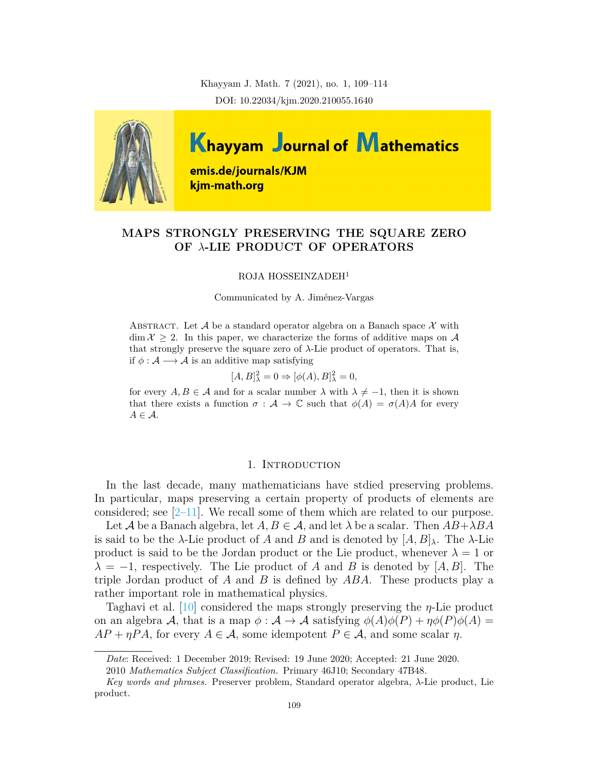# MAPS STRONGLY PRESERVING THE SQUARE ZERO OF $\lambda$-LIE PRODUCT OF OPERATORS

ROJA HOSSEINZADEH[1]

Communicated by A. Jiménez-Vargas

Abstract. Let $\mathcal{A}$ be a standard operator algebra on a Banach space $\mathcal{X}$ with $\dim \mathcal{X} \geq 2$. In this paper, we characterize the forms of additive maps on $\mathcal{A}$ that strongly preserve the square zero of $\lambda$-Lie product of operators. That is, if $\phi : \mathcal{A} \longrightarrow \mathcal{A}$ is an additive map satisfying

$$[A, B]_\lambda^2 = 0 \Rightarrow [\phi(A), B]_\lambda^2 = 0,$$

for every $A, B \in \mathcal{A}$ and for a scalar number $\lambda$ with $\lambda \neq -1$, then it is shown that there exists a function $\sigma : \mathcal{A} \to \mathbb{C}$ such that $\phi(A) = \sigma(A)A$ for every $A \in \mathcal{A}$.

## 1. Introduction

In the last decade, many mathematicians have stdied preserving problems. In particular, maps preserving a certain property of products of elements are considered; see [2–11]. We recall some of them which are related to our purpose.

Let $\mathcal{A}$ be a Banach algebra, let $A, B \in \mathcal{A}$, and let $\lambda$ be a scalar. Then $AB+\lambda BA$ is said to be the $\lambda$-Lie product of $A$ and $B$ and is denoted by $[A, B]_\lambda$. The $\lambda$-Lie product is said to be the Jordan product or the Lie product, whenever $\lambda = 1$ or $\lambda = -1$, respectively. The Lie product of $A$ and $B$ is denoted by $[A, B]$. The triple Jordan product of $A$ and $B$ is defined by $ABA$. These products play a rather important role in mathematical physics.

Taghavi et al. [10] considered the maps strongly preserving the $\eta$-Lie product on an algebra $\mathcal{A}$, that is a map $\phi : \mathcal{A} \to \mathcal{A}$ satisfying $\phi(A)\phi(P) + \eta\phi(P)\phi(A) = AP + \eta PA$, for every $A \in \mathcal{A}$, some idempotent $P \in \mathcal{A}$, and some scalar $\eta$.

---

*Date*: Received: 1 December 2019; Revised: 19 June 2020; Accepted: 21 June 2020.

2010 *Mathematics Subject Classification.* Primary 46J10; Secondary 47B48.

*Key words and phrases.* Preserver problem, Standard operator algebra, $\lambda$-Lie product, Lie product.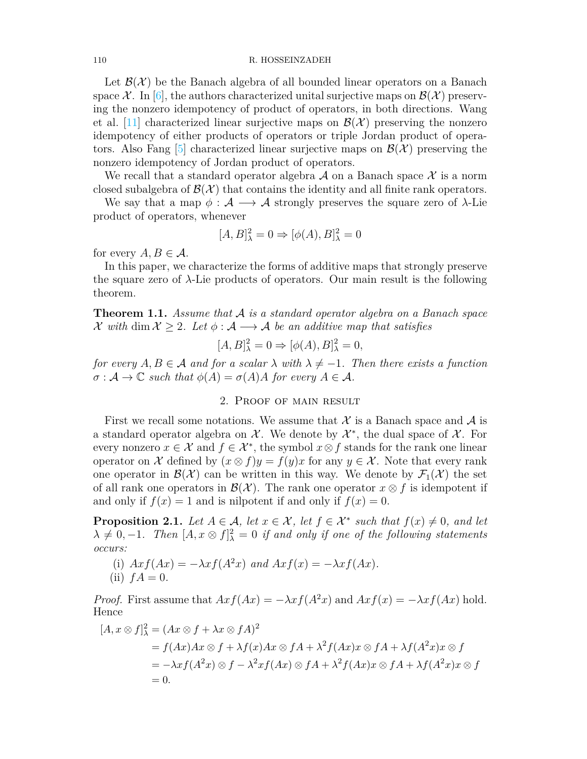Let $\mathcal{B}(\mathcal{X})$ be the Banach algebra of all bounded linear operators on a Banach space $\mathcal{X}$. In [6], the authors characterized unital surjective maps on $\mathcal{B}(\mathcal{X})$ preserving the nonzero idempotency of product of operators, in both directions. Wang et al. [11] characterized linear surjective maps on $\mathcal{B}(\mathcal{X})$ preserving the nonzero idempotency of either products of operators or triple Jordan product of operators. Also Fang [5] characterized linear surjective maps on $\mathcal{B}(\mathcal{X})$ preserving the nonzero idempotency of Jordan product of operators.

We recall that a standard operator algebra $\mathcal{A}$ on a Banach space $\mathcal{X}$ is a norm closed subalgebra of $\mathcal{B}(\mathcal{X})$ that contains the identity and all finite rank operators.

We say that a map $\phi : \mathcal{A} \longrightarrow \mathcal{A}$ strongly preserves the square zero of $\lambda$-Lie product of operators, whenever

$$[A, B]_\lambda^2 = 0 \Rightarrow [\phi(A), B]_\lambda^2 = 0$$

for every $A, B \in \mathcal{A}$.

In this paper, we characterize the forms of additive maps that strongly preserve the square zero of $\lambda$-Lie products of operators. Our main result is the following theorem.

**Theorem 1.1.** *Assume that $\mathcal{A}$ is a standard operator algebra on a Banach space $\mathcal{X}$ with $\dim \mathcal{X} \geq 2$. Let $\phi : \mathcal{A} \longrightarrow \mathcal{A}$ be an additive map that satisfies*

$$[A, B]_\lambda^2 = 0 \Rightarrow [\phi(A), B]_\lambda^2 = 0,$$

*for every $A, B \in \mathcal{A}$ and for a scalar $\lambda$ with $\lambda \neq -1$. Then there exists a function $\sigma : \mathcal{A} \to \mathbb{C}$ such that $\phi(A) = \sigma(A)A$ for every $A \in \mathcal{A}$.*

## 2. Proof of main result

First we recall some notations. We assume that $\mathcal{X}$ is a Banach space and $\mathcal{A}$ is a standard operator algebra on $\mathcal{X}$. We denote by $\mathcal{X}^*$, the dual space of $\mathcal{X}$. For every nonzero $x \in \mathcal{X}$ and $f \in \mathcal{X}^*$, the symbol $x \otimes f$ stands for the rank one linear operator on $\mathcal{X}$ defined by $(x \otimes f)y = f(y)x$ for any $y \in \mathcal{X}$. Note that every rank one operator in $\mathcal{B}(\mathcal{X})$ can be written in this way. We denote by $\mathcal{F}_1(\mathcal{X})$ the set of all rank one operators in $\mathcal{B}(\mathcal{X})$. The rank one operator $x \otimes f$ is idempotent if and only if $f(x) = 1$ and is nilpotent if and only if $f(x) = 0$.

**Proposition 2.1.** *Let $A \in \mathcal{A}$, let $x \in \mathcal{X}$, let $f \in \mathcal{X}^*$ such that $f(x) \neq 0$, and let $\lambda \neq 0, -1$. Then $[A, x \otimes f]_\lambda^2 = 0$ if and only if one of the following statements occurs:*

(i) *$Axf(Ax) = -\lambda x f(A^2 x)$ and $Axf(x) = -\lambda x f(Ax)$.*
(ii) *$fA = 0$.*

*Proof.* First assume that $Axf(Ax) = -\lambda x f(A^2 x)$ and $Axf(x) = -\lambda x f(Ax)$ hold. Hence

$$\begin{aligned}
[A, x \otimes f]_\lambda^2 &= (Ax \otimes f + \lambda x \otimes fA)^2 \\
&= f(Ax)Ax \otimes f + \lambda f(x)Ax \otimes fA + \lambda^2 f(Ax)x \otimes fA + \lambda f(A^2 x)x \otimes f \\
&= -\lambda x f(A^2 x) \otimes f - \lambda^2 x f(Ax) \otimes fA + \lambda^2 f(Ax)x \otimes fA + \lambda f(A^2 x)x \otimes f \\
&= 0.
\end{aligned}$$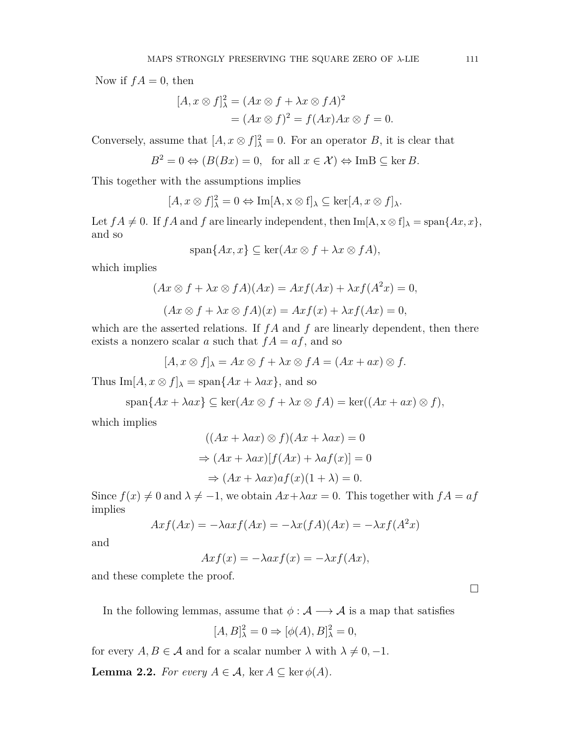Now if $fA = 0$, then

$$
\begin{aligned}
[A, x \otimes f]_\lambda^2 &= (Ax \otimes f + \lambda x \otimes fA)^2 \\
&= (Ax \otimes f)^2 = f(Ax)Ax \otimes f = 0.
\end{aligned}
$$

Conversely, assume that $[A, x \otimes f]_\lambda^2 = 0$. For an operator $B$, it is clear that

$$
B^2 = 0 \Leftrightarrow (B(Bx) = 0, \quad \text{for all } x \in \mathcal{X}) \Leftrightarrow \mathrm{ImB} \subseteq \ker B.
$$

This together with the assumptions implies

$$
[A, x \otimes f]_\lambda^2 = 0 \Leftrightarrow \mathrm{Im[A, x \otimes f]}_\lambda \subseteq \ker[A, x \otimes f]_\lambda.
$$

Let $fA \neq 0$. If $fA$ and $f$ are linearly independent, then $\mathrm{Im[A, x \otimes f]}_\lambda = \mathrm{span}\{Ax, x\}$, and so

$$
\mathrm{span}\{Ax, x\} \subseteq \ker(Ax \otimes f + \lambda x \otimes fA),
$$

which implies

$$
(Ax \otimes f + \lambda x \otimes fA)(Ax) = Axf(Ax) + \lambda xf(A^2x) = 0,
$$

$$
(Ax \otimes f + \lambda x \otimes fA)(x) = Axf(x) + \lambda xf(Ax) = 0,
$$

which are the asserted relations. If $fA$ and $f$ are linearly dependent, then there exists a nonzero scalar $a$ such that $fA = af$, and so

$$
[A, x \otimes f]_\lambda = Ax \otimes f + \lambda x \otimes fA = (Ax + ax) \otimes f.
$$

Thus $\mathrm{Im}[A, x \otimes f]_\lambda = \mathrm{span}\{Ax + \lambda ax\}$, and so

$$
\mathrm{span}\{Ax + \lambda ax\} \subseteq \ker(Ax \otimes f + \lambda x \otimes fA) = \ker((Ax + ax) \otimes f),
$$

which implies

$$
\begin{aligned}
&((Ax + \lambda ax) \otimes f)(Ax + \lambda ax) = 0 \\
\Rightarrow\ &(Ax + \lambda ax)[f(Ax) + \lambda af(x)] = 0 \\
\Rightarrow\ &(Ax + \lambda ax)af(x)(1 + \lambda) = 0.
\end{aligned}
$$

Since $f(x) \neq 0$ and $\lambda \neq -1$, we obtain $Ax + \lambda ax = 0$. This together with $fA = af$ implies

$$
Axf(Ax) = -\lambda axf(Ax) = -\lambda x(fA)(Ax) = -\lambda xf(A^2x)
$$

and

$$
Axf(x) = -\lambda axf(x) = -\lambda xf(Ax),
$$

and these complete the proof. □

In the following lemmas, assume that $\phi : \mathcal{A} \longrightarrow \mathcal{A}$ is a map that satisfies

$$
[A, B]_\lambda^2 = 0 \Rightarrow [\phi(A), B]_\lambda^2 = 0,
$$

for every $A, B \in \mathcal{A}$ and for a scalar number $\lambda$ with $\lambda \neq 0, -1$.

**Lemma 2.2.** *For every $A \in \mathcal{A}$, $\ker A \subseteq \ker \phi(A)$.*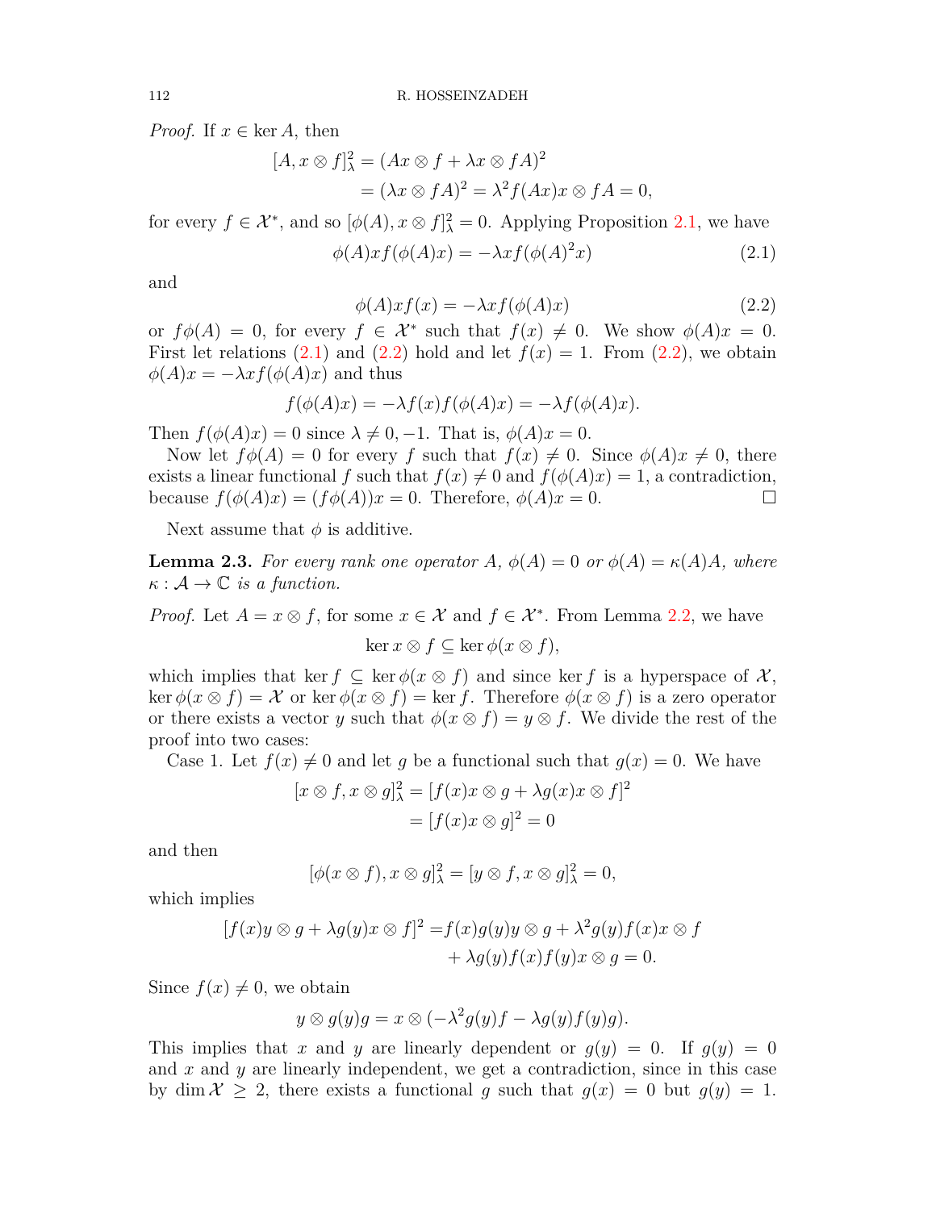*Proof.* If $x \in \ker A$, then

$$\begin{aligned}[A, x \otimes f]_\lambda^2 &= (Ax \otimes f + \lambda x \otimes fA)^2 \\ &= (\lambda x \otimes fA)^2 = \lambda^2 f(Ax) x \otimes fA = 0,\end{aligned}$$

for every $f \in \mathcal{X}^*$, and so $[\phi(A), x \otimes f]_\lambda^2 = 0$. Applying Proposition 2.1, we have

$$\phi(A) x f(\phi(A)x) = -\lambda x f(\phi(A)^2 x) \tag{2.1}$$

and

$$\phi(A) x f(x) = -\lambda x f(\phi(A)x) \tag{2.2}$$

or $f\phi(A) = 0$, for every $f \in \mathcal{X}^*$ such that $f(x) \neq 0$. We show $\phi(A)x = 0$. First let relations (2.1) and (2.2) hold and let $f(x) = 1$. From (2.2), we obtain $\phi(A)x = -\lambda x f(\phi(A)x)$ and thus

$$f(\phi(A)x) = -\lambda f(x) f(\phi(A)x) = -\lambda f(\phi(A)x).$$

Then $f(\phi(A)x) = 0$ since $\lambda \neq 0, -1$. That is, $\phi(A)x = 0$.

Now let $f\phi(A) = 0$ for every $f$ such that $f(x) \neq 0$. Since $\phi(A)x \neq 0$, there exists a linear functional $f$ such that $f(x) \neq 0$ and $f(\phi(A)x) = 1$, a contradiction, because $f(\phi(A)x) = (f\phi(A))x = 0$. Therefore, $\phi(A)x = 0$. ☐

Next assume that $\phi$ is additive.

**Lemma 2.3.** *For every rank one operator $A$, $\phi(A) = 0$ or $\phi(A) = \kappa(A)A$, where $\kappa : \mathcal{A} \to \mathbb{C}$ is a function.*

*Proof.* Let $A = x \otimes f$, for some $x \in \mathcal{X}$ and $f \in \mathcal{X}^*$. From Lemma 2.2, we have

$$\ker x \otimes f \subseteq \ker \phi(x \otimes f),$$

which implies that $\ker f \subseteq \ker \phi(x \otimes f)$ and since $\ker f$ is a hyperspace of $\mathcal{X}$, $\ker \phi(x \otimes f) = \mathcal{X}$ or $\ker \phi(x \otimes f) = \ker f$. Therefore $\phi(x \otimes f)$ is a zero operator or there exists a vector $y$ such that $\phi(x \otimes f) = y \otimes f$. We divide the rest of the proof into two cases:

Case 1. Let $f(x) \neq 0$ and let $g$ be a functional such that $g(x) = 0$. We have

$$\begin{aligned}[x \otimes f, x \otimes g]_\lambda^2 &= [f(x) x \otimes g + \lambda g(x) x \otimes f]^2 \\ &= [f(x) x \otimes g]^2 = 0\end{aligned}$$

and then

$$[\phi(x \otimes f), x \otimes g]_\lambda^2 = [y \otimes f, x \otimes g]_\lambda^2 = 0,$$

which implies

$$\begin{aligned}[f(x) y \otimes g + \lambda g(y) x \otimes f]^2 =& f(x) g(y) y \otimes g + \lambda^2 g(y) f(x) x \otimes f \\ &+ \lambda g(y) f(x) f(y) x \otimes g = 0.\end{aligned}$$

Since $f(x) \neq 0$, we obtain

$$y \otimes g(y) g = x \otimes (-\lambda^2 g(y) f - \lambda g(y) f(y) g).$$

This implies that $x$ and $y$ are linearly dependent or $g(y) = 0$. If $g(y) = 0$ and $x$ and $y$ are linearly independent, we get a contradiction, since in this case by $\dim \mathcal{X} \geq 2$, there exists a functional $g$ such that $g(x) = 0$ but $g(y) = 1$.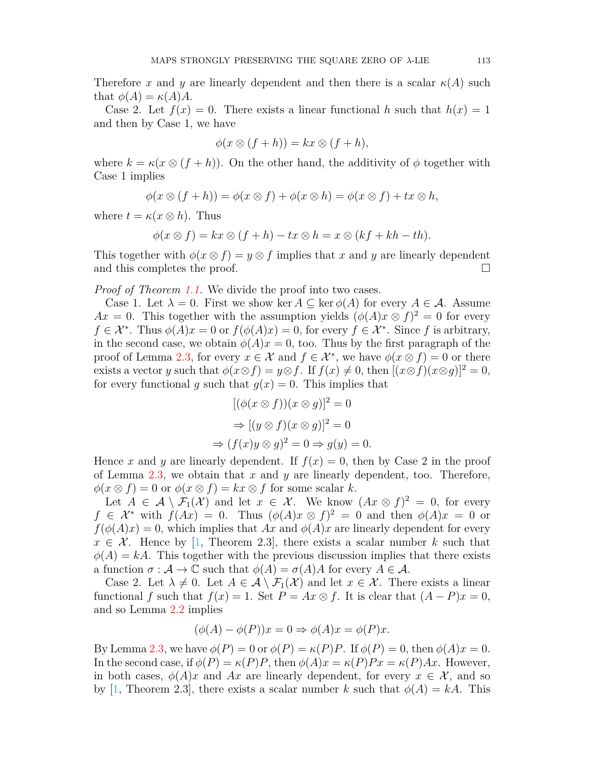Therefore $x$ and $y$ are linearly dependent and then there is a scalar $\kappa(A)$ such that $\phi(A) = \kappa(A)A$.

Case 2. Let $f(x) = 0$. There exists a linear functional $h$ such that $h(x) = 1$ and then by Case 1, we have

$$\phi(x \otimes (f + h)) = kx \otimes (f + h),$$

where $k = \kappa(x \otimes (f + h))$. On the other hand, the additivity of $\phi$ together with Case 1 implies

$$\phi(x \otimes (f + h)) = \phi(x \otimes f) + \phi(x \otimes h) = \phi(x \otimes f) + tx \otimes h,$$

where $t = \kappa(x \otimes h)$. Thus

$$\phi(x \otimes f) = kx \otimes (f + h) - tx \otimes h = x \otimes (kf + kh - th).$$

This together with $\phi(x \otimes f) = y \otimes f$ implies that $x$ and $y$ are linearly dependent and this completes the proof. $\square$

*Proof of Theorem 1.1.* We divide the proof into two cases.

Case 1. Let $\lambda = 0$. First we show $\ker A \subseteq \ker \phi(A)$ for every $A \in \mathcal{A}$. Assume $Ax = 0$. This together with the assumption yields $(\phi(A)x \otimes f)^2 = 0$ for every $f \in \mathcal{X}^*$. Thus $\phi(A)x = 0$ or $f(\phi(A)x) = 0$, for every $f \in \mathcal{X}^*$. Since $f$ is arbitrary, in the second case, we obtain $\phi(A)x = 0$, too. Thus by the first paragraph of the proof of Lemma 2.3, for every $x \in \mathcal{X}$ and $f \in \mathcal{X}^*$, we have $\phi(x \otimes f) = 0$ or there exists a vector $y$ such that $\phi(x \otimes f) = y \otimes f$. If $f(x) \neq 0$, then $[(x \otimes f)(x \otimes g)]^2 = 0$, for every functional $g$ such that $g(x) = 0$. This implies that

$$[(\phi(x \otimes f))(x \otimes g)]^2 = 0$$
$$\Rightarrow [(y \otimes f)(x \otimes g)]^2 = 0$$
$$\Rightarrow (f(x)y \otimes g)^2 = 0 \Rightarrow g(y) = 0.$$

Hence $x$ and $y$ are linearly dependent. If $f(x) = 0$, then by Case 2 in the proof of Lemma 2.3, we obtain that $x$ and $y$ are linearly dependent, too. Therefore, $\phi(x \otimes f) = 0$ or $\phi(x \otimes f) = kx \otimes f$ for some scalar $k$.

Let $A \in \mathcal{A} \setminus \mathcal{F}_1(\mathcal{X})$ and let $x \in \mathcal{X}$. We know $(Ax \otimes f)^2 = 0$, for every $f \in \mathcal{X}^*$ with $f(Ax) = 0$. Thus $(\phi(A)x \otimes f)^2 = 0$ and then $\phi(A)x = 0$ or $f(\phi(A)x) = 0$, which implies that $Ax$ and $\phi(A)x$ are linearly dependent for every $x \in \mathcal{X}$. Hence by [1, Theorem 2.3], there exists a scalar number $k$ such that $\phi(A) = kA$. This together with the previous discussion implies that there exists a function $\sigma : \mathcal{A} \to \mathbb{C}$ such that $\phi(A) = \sigma(A)A$ for every $A \in \mathcal{A}$.

Case 2. Let $\lambda \neq 0$. Let $A \in \mathcal{A} \setminus \mathcal{F}_1(\mathcal{X})$ and let $x \in \mathcal{X}$. There exists a linear functional $f$ such that $f(x) = 1$. Set $P = Ax \otimes f$. It is clear that $(A - P)x = 0$, and so Lemma 2.2 implies

$$(\phi(A) - \phi(P))x = 0 \Rightarrow \phi(A)x = \phi(P)x.$$

By Lemma 2.3, we have $\phi(P) = 0$ or $\phi(P) = \kappa(P)P$. If $\phi(P) = 0$, then $\phi(A)x = 0$. In the second case, if $\phi(P) = \kappa(P)P$, then $\phi(A)x = \kappa(P)Px = \kappa(P)Ax$. However, in both cases, $\phi(A)x$ and $Ax$ are linearly dependent, for every $x \in \mathcal{X}$, and so by [1, Theorem 2.3], there exists a scalar number $k$ such that $\phi(A) = kA$. This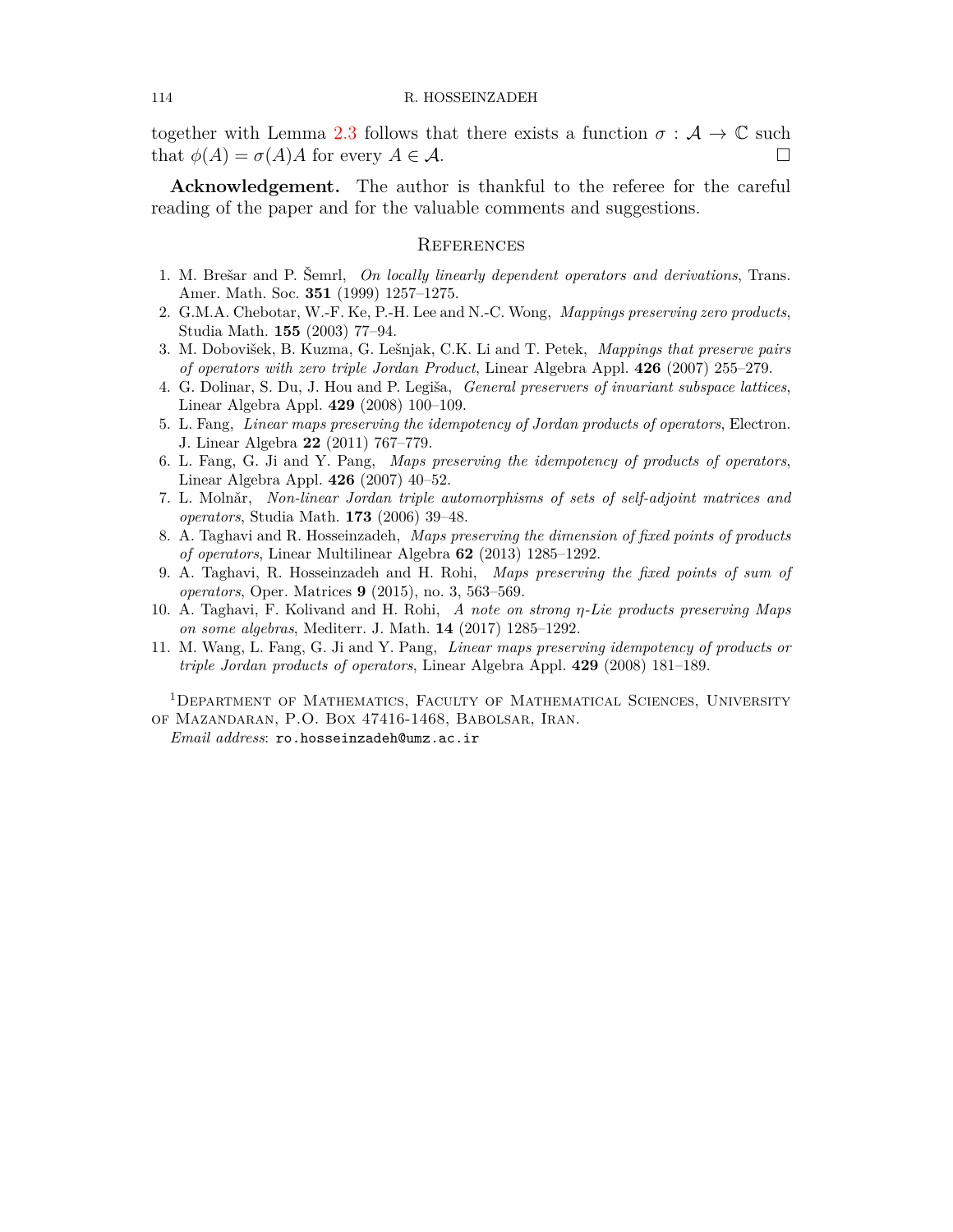together with Lemma 2.3 follows that there exists a function $\sigma : \mathcal{A} \to \mathbb{C}$ such that $\phi(A) = \sigma(A)A$ for every $A \in \mathcal{A}$. $\square$

**Acknowledgement.** The author is thankful to the referee for the careful reading of the paper and for the valuable comments and suggestions.

## References

1. M. Brešar and P. Šemrl, *On locally linearly dependent operators and derivations*, Trans. Amer. Math. Soc. **351** (1999) 1257–1275.
2. G.M.A. Chebotar, W.-F. Ke, P.-H. Lee and N.-C. Wong, *Mappings preserving zero products*, Studia Math. **155** (2003) 77–94.
3. M. Dobovišek, B. Kuzma, G. Lešnjak, C.K. Li and T. Petek, *Mappings that preserve pairs of operators with zero triple Jordan Product*, Linear Algebra Appl. **426** (2007) 255–279.
4. G. Dolinar, S. Du, J. Hou and P. Legiša, *General preservers of invariant subspace lattices*, Linear Algebra Appl. **429** (2008) 100–109.
5. L. Fang, *Linear maps preserving the idempotency of Jordan products of operators*, Electron. J. Linear Algebra **22** (2011) 767–779.
6. L. Fang, G. Ji and Y. Pang, *Maps preserving the idempotency of products of operators*, Linear Algebra Appl. **426** (2007) 40–52.
7. L. Molnăr, *Non-linear Jordan triple automorphisms of sets of self-adjoint matrices and operators*, Studia Math. **173** (2006) 39–48.
8. A. Taghavi and R. Hosseinzadeh, *Maps preserving the dimension of fixed points of products of operators*, Linear Multilinear Algebra **62** (2013) 1285–1292.
9. A. Taghavi, R. Hosseinzadeh and H. Rohi, *Maps preserving the fixed points of sum of operators*, Oper. Matrices **9** (2015), no. 3, 563–569.
10. A. Taghavi, F. Kolivand and H. Rohi, *A note on strong $\eta$-Lie products preserving Maps on some algebras*, Mediterr. J. Math. **14** (2017) 1285–1292.
11. M. Wang, L. Fang, G. Ji and Y. Pang, *Linear maps preserving idempotency of products or triple Jordan products of operators*, Linear Algebra Appl. **429** (2008) 181–189.

[1]Department of Mathematics, Faculty of Mathematical Sciences, University of Mazandaran, P.O. Box 47416-1468, Babolsar, Iran.

*Email address*: ro.hosseinzadeh@umz.ac.ir